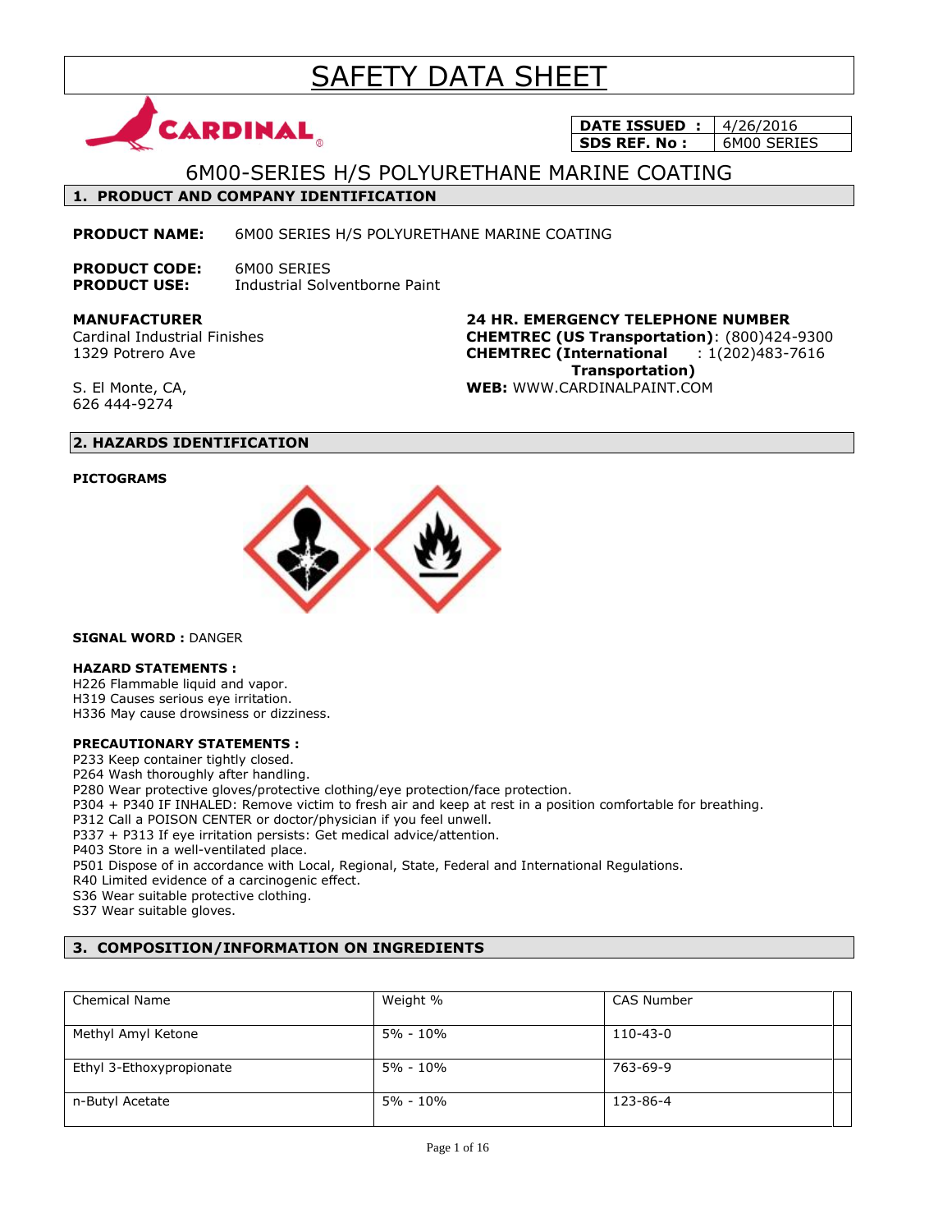# SAFETY DATA SHEET

| DATE ISSUED : | 4/26/2016 |
| --- | --- |
| SDS REF. No : | 6M00 SERIES |

## 6M00-SERIES H/S POLYURETHANE MARINE COATING

## 1. PRODUCT AND COMPANY IDENTIFICATION

**PRODUCT NAME:** 6M00 SERIES H/S POLYURETHANE MARINE COATING

**PRODUCT CODE:** 6M00 SERIES
**PRODUCT USE:** Industrial Solventborne Paint

**MANUFACTURER**
Cardinal Industrial Finishes
1329 Potrero Ave

S. El Monte, CA,
626 444-9274

**24 HR. EMERGENCY TELEPHONE NUMBER**
**CHEMTREC (US Transportation)**: (800)424-9300
**CHEMTREC (International Transportation)** : 1(202)483-7616
**WEB:** WWW.CARDINALPAINT.COM

## 2. HAZARDS IDENTIFICATION

**PICTOGRAMS**

**SIGNAL WORD :** DANGER

**HAZARD STATEMENTS :**
H226 Flammable liquid and vapor.
H319 Causes serious eye irritation.
H336 May cause drowsiness or dizziness.

**PRECAUTIONARY STATEMENTS :**
P233 Keep container tightly closed.
P264 Wash thoroughly after handling.
P280 Wear protective gloves/protective clothing/eye protection/face protection.
P304 + P340 IF INHALED: Remove victim to fresh air and keep at rest in a position comfortable for breathing.
P312 Call a POISON CENTER or doctor/physician if you feel unwell.
P337 + P313 If eye irritation persists: Get medical advice/attention.
P403 Store in a well-ventilated place.
P501 Dispose of in accordance with Local, Regional, State, Federal and International Regulations.
R40 Limited evidence of a carcinogenic effect.
S36 Wear suitable protective clothing.
S37 Wear suitable gloves.

## 3. COMPOSITION/INFORMATION ON INGREDIENTS

| Chemical Name | Weight % | CAS Number |
| --- | --- | --- |
| Methyl Amyl Ketone | 5% - 10% | 110-43-0 |
| Ethyl 3-Ethoxypropionate | 5% - 10% | 763-69-9 |
| n-Butyl Acetate | 5% - 10% | 123-86-4 |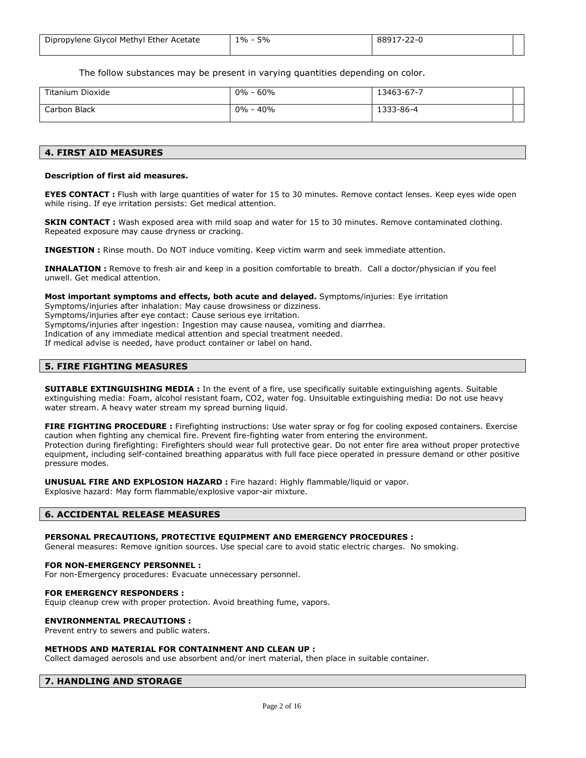| Dipropylene Glycol Methyl Ether Acetate | 1% - 5% | 88917-22-0 | |
|---|---|---|---|

The follow substances may be present in varying quantities depending on color.

| Titanium Dioxide | 0% - 60% | 13463-67-7 | |
|---|---|---|---|
| Carbon Black | 0% - 40% | 1333-86-4 | |

## 4. FIRST AID MEASURES

**Description of first aid measures.**

**EYES CONTACT :** Flush with large quantities of water for 15 to 30 minutes. Remove contact lenses. Keep eyes wide open while rising. If eye irritation persists: Get medical attention.

**SKIN CONTACT :** Wash exposed area with mild soap and water for 15 to 30 minutes. Remove contaminated clothing. Repeated exposure may cause dryness or cracking.

**INGESTION :** Rinse mouth. Do NOT induce vomiting. Keep victim warm and seek immediate attention.

**INHALATION :** Remove to fresh air and keep in a position comfortable to breath. Call a doctor/physician if you feel unwell. Get medical attention.

**Most important symptoms and effects, both acute and delayed.** Symptoms/injuries: Eye irritation
Symptoms/injuries after inhalation: May cause drowsiness or dizziness.
Symptoms/injuries after eye contact: Cause serious eye irritation.
Symptoms/injuries after ingestion: Ingestion may cause nausea, vomiting and diarrhea.
Indication of any immediate medical attention and special treatment needed.
If medical advise is needed, have product container or label on hand.

## 5. FIRE FIGHTING MEASURES

**SUITABLE EXTINGUISHING MEDIA :** In the event of a fire, use specifically suitable extinguishing agents. Suitable extinguishing media: Foam, alcohol resistant foam, $CO_2$, water fog. Unsuitable extinguishing media: Do not use heavy water stream. A heavy water stream my spread burning liquid.

**FIRE FIGHTING PROCEDURE :** Firefighting instructions: Use water spray or fog for cooling exposed containers. Exercise caution when fighting any chemical fire. Prevent fire-fighting water from entering the environment.
Protection during firefighting: Firefighters should wear full protective gear. Do not enter fire area without proper protective equipment, including self-contained breathing apparatus with full face piece operated in pressure demand or other positive pressure modes.

**UNUSUAL FIRE AND EXPLOSION HAZARD :** Fire hazard: Highly flammable/liquid or vapor.
Explosive hazard: May form flammable/explosive vapor-air mixture.

## 6. ACCIDENTAL RELEASE MEASURES

**PERSONAL PRECAUTIONS, PROTECTIVE EQUIPMENT AND EMERGENCY PROCEDURES :**
General measures: Remove ignition sources. Use special care to avoid static electric charges. No smoking.

**FOR NON-EMERGENCY PERSONNEL :**
For non-Emergency procedures: Evacuate unnecessary personnel.

**FOR EMERGENCY RESPONDERS :**
Equip cleanup crew with proper protection. Avoid breathing fume, vapors.

**ENVIRONMENTAL PRECAUTIONS :**
Prevent entry to sewers and public waters.

**METHODS AND MATERIAL FOR CONTAINMENT AND CLEAN UP :**
Collect damaged aerosols and use absorbent and/or inert material, then place in suitable container.

## 7. HANDLING AND STORAGE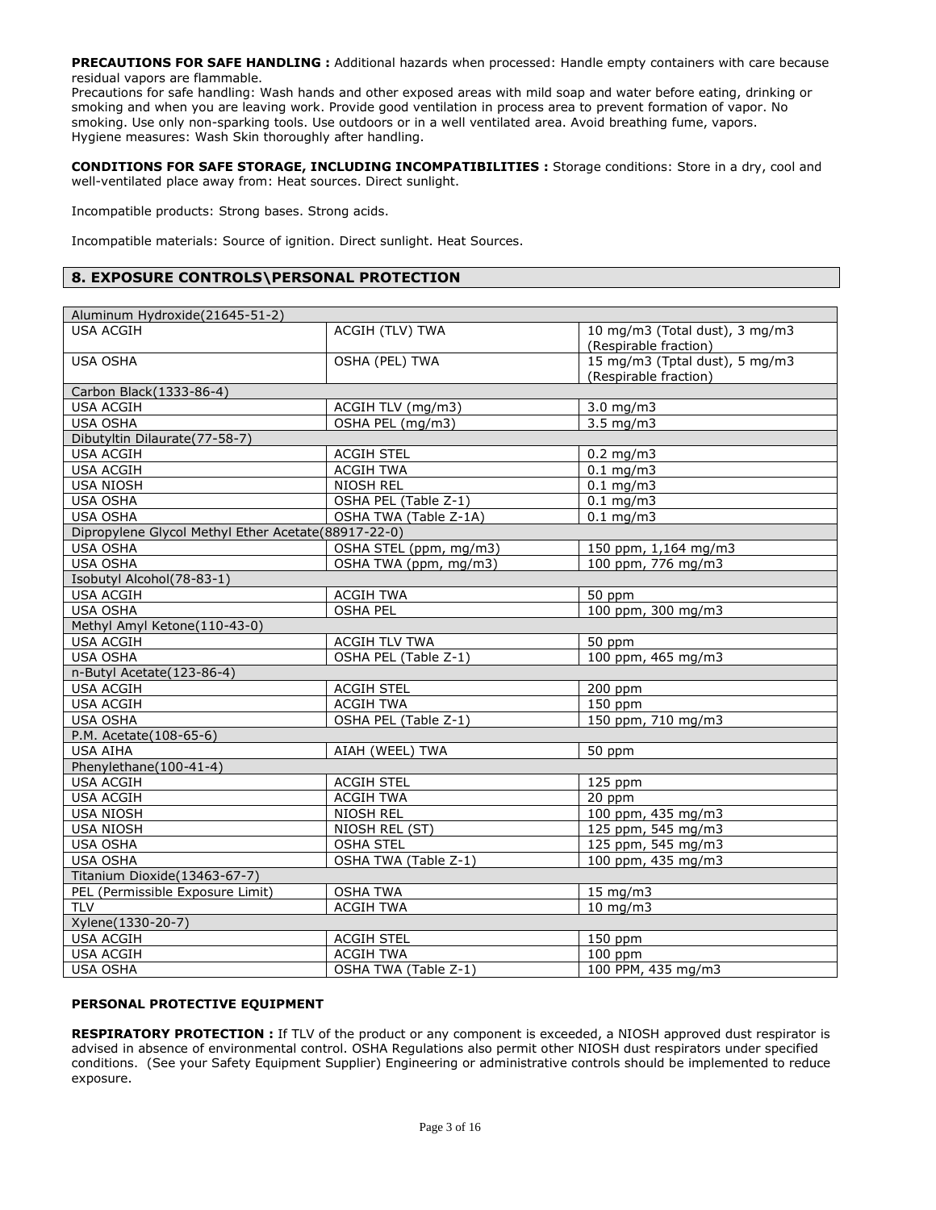**PRECAUTIONS FOR SAFE HANDLING :** Additional hazards when processed: Handle empty containers with care because residual vapors are flammable.
Precautions for safe handling: Wash hands and other exposed areas with mild soap and water before eating, drinking or smoking and when you are leaving work. Provide good ventilation in process area to prevent formation of vapor. No smoking. Use only non-sparking tools. Use outdoors or in a well ventilated area. Avoid breathing fume, vapors.
Hygiene measures: Wash Skin thoroughly after handling.

**CONDITIONS FOR SAFE STORAGE, INCLUDING INCOMPATIBILITIES :** Storage conditions: Store in a dry, cool and well-ventilated place away from: Heat sources. Direct sunlight.

Incompatible products: Strong bases. Strong acids.

Incompatible materials: Source of ignition. Direct sunlight. Heat Sources.

## 8. EXPOSURE CONTROLS\PERSONAL PROTECTION

| Aluminum Hydroxide(21645-51-2) | | |
|---|---|---|
| USA ACGIH | ACGIH (TLV) TWA | 10 mg/m3 (Total dust), 3 mg/m3 (Respirable fraction) |
| USA OSHA | OSHA (PEL) TWA | 15 mg/m3 (Tptal dust), 5 mg/m3 (Respirable fraction) |
| Carbon Black(1333-86-4) | | |
| USA ACGIH | ACGIH TLV (mg/m3) | 3.0 mg/m3 |
| USA OSHA | OSHA PEL (mg/m3) | 3.5 mg/m3 |
| Dibutyltin Dilaurate(77-58-7) | | |
| USA ACGIH | ACGIH STEL | 0.2 mg/m3 |
| USA ACGIH | ACGIH TWA | 0.1 mg/m3 |
| USA NIOSH | NIOSH REL | 0.1 mg/m3 |
| USA OSHA | OSHA PEL (Table Z-1) | 0.1 mg/m3 |
| USA OSHA | OSHA TWA (Table Z-1A) | 0.1 mg/m3 |
| Dipropylene Glycol Methyl Ether Acetate(88917-22-0) | | |
| USA OSHA | OSHA STEL (ppm, mg/m3) | 150 ppm, 1,164 mg/m3 |
| USA OSHA | OSHA TWA (ppm, mg/m3) | 100 ppm, 776 mg/m3 |
| Isobutyl Alcohol(78-83-1) | | |
| USA ACGIH | ACGIH TWA | 50 ppm |
| USA OSHA | OSHA PEL | 100 ppm, 300 mg/m3 |
| Methyl Amyl Ketone(110-43-0) | | |
| USA ACGIH | ACGIH TLV TWA | 50 ppm |
| USA OSHA | OSHA PEL (Table Z-1) | 100 ppm, 465 mg/m3 |
| n-Butyl Acetate(123-86-4) | | |
| USA ACGIH | ACGIH STEL | 200 ppm |
| USA ACGIH | ACGIH TWA | 150 ppm |
| USA OSHA | OSHA PEL (Table Z-1) | 150 ppm, 710 mg/m3 |
| P.M. Acetate(108-65-6) | | |
| USA AIHA | AIAH (WEEL) TWA | 50 ppm |
| Phenylethane(100-41-4) | | |
| USA ACGIH | ACGIH STEL | 125 ppm |
| USA ACGIH | ACGIH TWA | 20 ppm |
| USA NIOSH | NIOSH REL | 100 ppm, 435 mg/m3 |
| USA NIOSH | NIOSH REL (ST) | 125 ppm, 545 mg/m3 |
| USA OSHA | OSHA STEL | 125 ppm, 545 mg/m3 |
| USA OSHA | OSHA TWA (Table Z-1) | 100 ppm, 435 mg/m3 |
| Titanium Dioxide(13463-67-7) | | |
| PEL (Permissible Exposure Limit) | OSHA TWA | 15 mg/m3 |
| TLV | ACGIH TWA | 10 mg/m3 |
| Xylene(1330-20-7) | | |
| USA ACGIH | ACGIH STEL | 150 ppm |
| USA ACGIH | ACGIH TWA | 100 ppm |
| USA OSHA | OSHA TWA (Table Z-1) | 100 PPM, 435 mg/m3 |

**PERSONAL PROTECTIVE EQUIPMENT**

**RESPIRATORY PROTECTION :** If TLV of the product or any component is exceeded, a NIOSH approved dust respirator is advised in absence of environmental control. OSHA Regulations also permit other NIOSH dust respirators under specified conditions. (See your Safety Equipment Supplier) Engineering or administrative controls should be implemented to reduce exposure.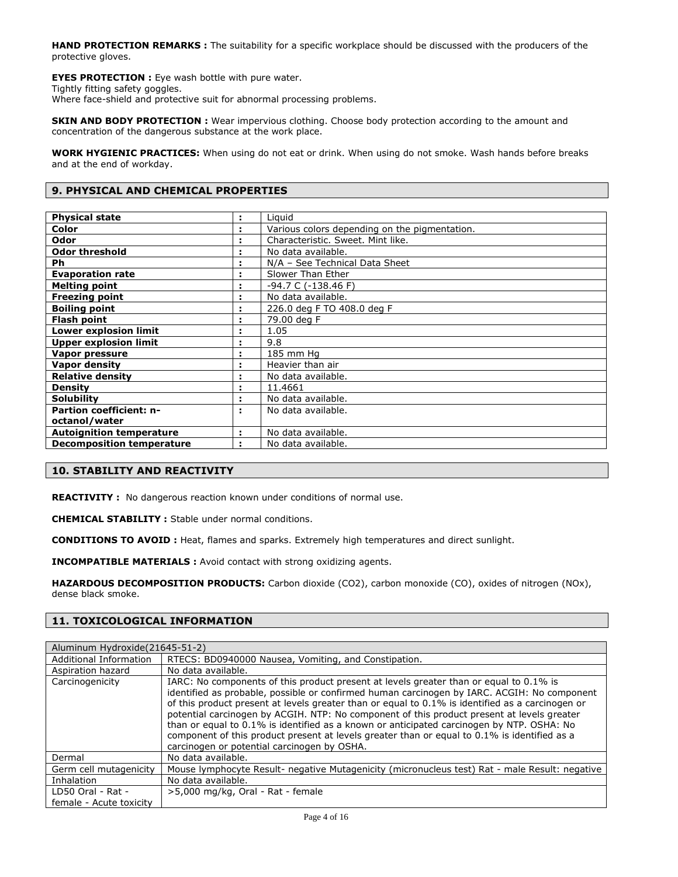**HAND PROTECTION REMARKS :** The suitability for a specific workplace should be discussed with the producers of the protective gloves.

**EYES PROTECTION :** Eye wash bottle with pure water.
Tightly fitting safety goggles.
Where face-shield and protective suit for abnormal processing problems.

**SKIN AND BODY PROTECTION :** Wear impervious clothing. Choose body protection according to the amount and concentration of the dangerous substance at the work place.

**WORK HYGIENIC PRACTICES:** When using do not eat or drink. When using do not smoke. Wash hands before breaks and at the end of workday.

## 9. PHYSICAL AND CHEMICAL PROPERTIES

| | | |
|---|---|---|
| **Physical state** | : | Liquid |
| **Color** | : | Various colors depending on the pigmentation. |
| **Odor** | : | Characteristic. Sweet. Mint like. |
| **Odor threshold** | : | No data available. |
| **Ph** | : | N/A – See Technical Data Sheet |
| **Evaporation rate** | : | Slower Than Ether |
| **Melting point** | : | -94.7 C (-138.46 F) |
| **Freezing point** | : | No data available. |
| **Boiling point** | : | 226.0 deg F TO 408.0 deg F |
| **Flash point** | : | 79.00 deg F |
| **Lower explosion limit** | : | 1.05 |
| **Upper explosion limit** | : | 9.8 |
| **Vapor pressure** | : | 185 mm Hg |
| **Vapor density** | : | Heavier than air |
| **Relative density** | : | No data available. |
| **Density** | : | 11.4661 |
| **Solubility** | : | No data available. |
| **Partion coefficient: n-octanol/water** | : | No data available. |
| **Autoignition temperature** | : | No data available. |
| **Decomposition temperature** | : | No data available. |

## 10. STABILITY AND REACTIVITY

**REACTIVITY :** No dangerous reaction known under conditions of normal use.

**CHEMICAL STABILITY :** Stable under normal conditions.

**CONDITIONS TO AVOID :** Heat, flames and sparks. Extremely high temperatures and direct sunlight.

**INCOMPATIBLE MATERIALS :** Avoid contact with strong oxidizing agents.

**HAZARDOUS DECOMPOSITION PRODUCTS:** Carbon dioxide ($CO_2$), carbon monoxide (CO), oxides of nitrogen ($NO_x$), dense black smoke.

## 11. TOXICOLOGICAL INFORMATION

| Aluminum Hydroxide(21645-51-2) | |
|---|---|
| Additional Information | RTECS: BD0940000 Nausea, Vomiting, and Constipation. |
| Aspiration hazard | No data available. |
| Carcinogenicity | IARC: No components of this product present at levels greater than or equal to 0.1% is identified as probable, possible or confirmed human carcinogen by IARC. ACGIH: No component of this product present at levels greater than or equal to 0.1% is identified as a carcinogen or potential carcinogen by ACGIH. NTP: No component of this product present at levels greater than or equal to 0.1% is identified as a known or anticipated carcinogen by NTP. OSHA: No component of this product present at levels greater than or equal to 0.1% is identified as a carcinogen or potential carcinogen by OSHA. |
| Dermal | No data available. |
| Germ cell mutagenicity | Mouse lymphocyte Result- negative Mutagenicity (micronucleus test) Rat - male Result: negative |
| Inhalation | No data available. |
| LD50 Oral - Rat - female - Acute toxicity | >5,000 mg/kg, Oral - Rat - female |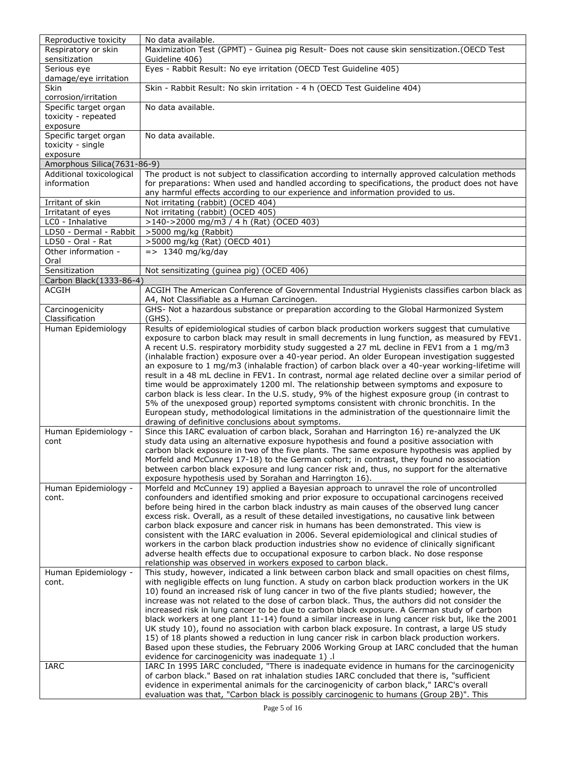| | |
|---|---|
| Reproductive toxicity | No data available. |
| Respiratory or skin sensitization | Maximization Test (GPMT) - Guinea pig Result- Does not cause skin sensitization.(OECD Test Guideline 406) |
| Serious eye damage/eye irritation | Eyes - Rabbit Result: No eye irritation (OECD Test Guideline 405) |
| Skin corrosion/irritation | Skin - Rabbit Result: No skin irritation - 4 h (OECD Test Guideline 404) |
| Specific target organ toxicity - repeated exposure | No data available. |
| Specific target organ toxicity - single exposure | No data available. |
| **Amorphous Silica(7631-86-9)** | |
| Additional toxicological information | The product is not subject to classification according to internally approved calculation methods for preparations: When used and handled according to specifications, the product does not have any harmful effects according to our experience and information provided to us. |
| Irritant of skin | Not irritating (rabbit) (OCED 404) |
| Irritatant of eyes | Not irritating (rabbit) (OCED 405) |
| LC0 - Inhalative | >140->2000 mg/m3 / 4 h (Rat) (OCED 403) |
| LD50 - Dermal - Rabbit | >5000 mg/kg (Rabbit) |
| LD50 - Oral - Rat | >5000 mg/kg (Rat) (OECD 401) |
| Other information - Oral | => 1340 mg/kg/day |
| Sensitization | Not sensitizating (guinea pig) (OCED 406) |
| **Carbon Black(1333-86-4)** | |
| ACGIH | ACGIH The American Conference of Governmental Industrial Hygienists classifies carbon black as A4, Not Classifiable as a Human Carcinogen. |
| Carcinogenicity Classification | GHS- Not a hazardous substance or preparation according to the Global Harmonized System (GHS). |
| Human Epidemiology | Results of epidemiological studies of carbon black production workers suggest that cumulative exposure to carbon black may result in small decrements in lung function, as measured by FEV1. A recent U.S. respiratory morbidity study suggested a 27 mL decline in FEV1 from a 1 mg/m3 (inhalable fraction) exposure over a 40-year period. An older European investigation suggested an exposure to 1 mg/m3 (inhalable fraction) of carbon black over a 40-year working-lifetime will result in a 48 mL decline in FEV1. In contrast, normal age related decline over a similar period of time would be approximately 1200 ml. The relationship between symptoms and exposure to carbon black is less clear. In the U.S. study, 9% of the highest exposure group (in contrast to 5% of the unexposed group) reported symptoms consistent with chronic bronchitis. In the European study, methodological limitations in the administration of the questionnaire limit the drawing of definitive conclusions about symptoms. |
| Human Epidemiology - cont | Since this IARC evaluation of carbon black, Sorahan and Harrington 16) re-analyzed the UK study data using an alternative exposure hypothesis and found a positive association with carbon black exposure in two of the five plants. The same exposure hypothesis was applied by Morfeld and McCunney 17-18) to the German cohort; in contrast, they found no association between carbon black exposure and lung cancer risk and, thus, no support for the alternative exposure hypothesis used by Sorahan and Harrington 16). |
| Human Epidemiology - cont. | Morfeld and McCunney 19) applied a Bayesian approach to unravel the role of uncontrolled confounders and identified smoking and prior exposure to occupational carcinogens received before being hired in the carbon black industry as main causes of the observed lung cancer excess risk. Overall, as a result of these detailed investigations, no causative link between carbon black exposure and cancer risk in humans has been demonstrated. This view is consistent with the IARC evaluation in 2006. Several epidemiological and clinical studies of workers in the carbon black production industries show no evidence of clinically significant adverse health effects due to occupational exposure to carbon black. No dose response relationship was observed in workers exposed to carbon black. |
| Human Epidemiology - cont. | This study, however, indicated a link between carbon black and small opacities on chest films, with negligible effects on lung function. A study on carbon black production workers in the UK 10) found an increased risk of lung cancer in two of the five plants studied; however, the increase was not related to the dose of carbon black. Thus, the authors did not consider the increased risk in lung cancer to be due to carbon black exposure. A German study of carbon black workers at one plant 11-14) found a similar increase in lung cancer risk but, like the 2001 UK study 10), found no association with carbon black exposure. In contrast, a large US study 15) of 18 plants showed a reduction in lung cancer risk in carbon black production workers. Based upon these studies, the February 2006 Working Group at IARC concluded that the human evidence for carcinogenicity was inadequate 1) .l |
| IARC | IARC In 1995 IARC concluded, "There is inadequate evidence in humans for the carcinogenicity of carbon black." Based on rat inhalation studies IARC concluded that there is, "sufficient evidence in experimental animals for the carcinogenicity of carbon black," IARC's overall evaluation was that, "Carbon black is possibly carcinogenic to humans (Group 2B)". This |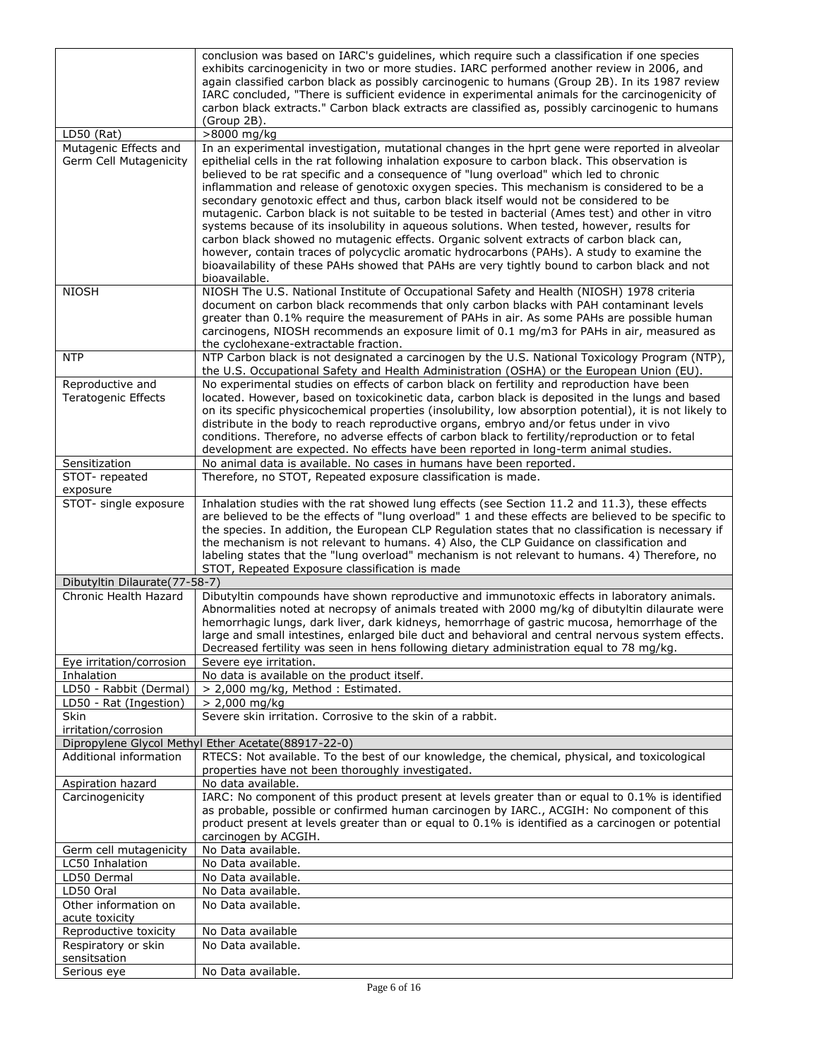| | |
|---|---|
| | conclusion was based on IARC's guidelines, which require such a classification if one species exhibits carcinogenicity in two or more studies. IARC performed another review in 2006, and again classified carbon black as possibly carcinogenic to humans (Group 2B). In its 1987 review IARC concluded, "There is sufficient evidence in experimental animals for the carcinogenicity of carbon black extracts." Carbon black extracts are classified as, possibly carcinogenic to humans (Group 2B). |
| LD50 (Rat) | >8000 mg/kg |
| Mutagenic Effects and Germ Cell Mutagenicity | In an experimental investigation, mutational changes in the hprt gene were reported in alveolar epithelial cells in the rat following inhalation exposure to carbon black. This observation is believed to be rat specific and a consequence of "lung overload" which led to chronic inflammation and release of genotoxic oxygen species. This mechanism is considered to be a secondary genotoxic effect and thus, carbon black itself would not be considered to be mutagenic. Carbon black is not suitable to be tested in bacterial (Ames test) and other in vitro systems because of its insolubility in aqueous solutions. When tested, however, results for carbon black showed no mutagenic effects. Organic solvent extracts of carbon black can, however, contain traces of polycyclic aromatic hydrocarbons (PAHs). A study to examine the bioavailability of these PAHs showed that PAHs are very tightly bound to carbon black and not bioavailable. |
| NIOSH | NIOSH The U.S. National Institute of Occupational Safety and Health (NIOSH) 1978 criteria document on carbon black recommends that only carbon blacks with PAH contaminant levels greater than 0.1% require the measurement of PAHs in air. As some PAHs are possible human carcinogens, NIOSH recommends an exposure limit of 0.1 mg/m3 for PAHs in air, measured as the cyclohexane-extractable fraction. |
| NTP | NTP Carbon black is not designated a carcinogen by the U.S. National Toxicology Program (NTP), the U.S. Occupational Safety and Health Administration (OSHA) or the European Union (EU). |
| Reproductive and Teratogenic Effects | No experimental studies on effects of carbon black on fertility and reproduction have been located. However, based on toxicokinetic data, carbon black is deposited in the lungs and based on its specific physicochemical properties (insolubility, low absorption potential), it is not likely to distribute in the body to reach reproductive organs, embryo and/or fetus under in vivo conditions. Therefore, no adverse effects of carbon black to fertility/reproduction or to fetal development are expected. No effects have been reported in long-term animal studies. |
| Sensitization | No animal data is available. No cases in humans have been reported. |
| STOT- repeated exposure | Therefore, no STOT, Repeated exposure classification is made. |
| STOT- single exposure | Inhalation studies with the rat showed lung effects (see Section 11.2 and 11.3), these effects are believed to be the effects of "lung overload" 1 and these effects are believed to be specific to the species. In addition, the European CLP Regulation states that no classification is necessary if the mechanism is not relevant to humans. 4) Also, the CLP Guidance on classification and labeling states that the "lung overload" mechanism is not relevant to humans. 4) Therefore, no STOT, Repeated Exposure classification is made |
| **Dibutyltin Dilaurate(77-58-7)** | |
| Chronic Health Hazard | Dibutyltin compounds have shown reproductive and immunotoxic effects in laboratory animals. Abnormalities noted at necropsy of animals treated with 2000 mg/kg of dibutyltin dilaurate were hemorrhagic lungs, dark liver, dark kidneys, hemorrhage of gastric mucosa, hemorrhage of the large and small intestines, enlarged bile duct and behavioral and central nervous system effects. Decreased fertility was seen in hens following dietary administration equal to 78 mg/kg. |
| Eye irritation/corrosion | Severe eye irritation. |
| Inhalation | No data is available on the product itself. |
| LD50 - Rabbit (Dermal) | > 2,000 mg/kg, Method : Estimated. |
| LD50 - Rat (Ingestion) | > 2,000 mg/kg |
| Skin irritation/corrosion | Severe skin irritation. Corrosive to the skin of a rabbit. |
| **Dipropylene Glycol Methyl Ether Acetate(88917-22-0)** | |
| Additional information | RTECS: Not available. To the best of our knowledge, the chemical, physical, and toxicological properties have not been thoroughly investigated. |
| Aspiration hazard | No data available. |
| Carcinogenicity | IARC: No component of this product present at levels greater than or equal to 0.1% is identified as probable, possible or confirmed human carcinogen by IARC., ACGIH: No component of this product present at levels greater than or equal to 0.1% is identified as a carcinogen or potential carcinogen by ACGIH. |
| Germ cell mutagenicity | No Data available. |
| LC50 Inhalation | No Data available. |
| LD50 Dermal | No Data available. |
| LD50 Oral | No Data available. |
| Other information on acute toxicity | No Data available. |
| Reproductive toxicity | No Data available |
| Respiratory or skin sensitsation | No Data available. |
| Serious eye | No Data available. |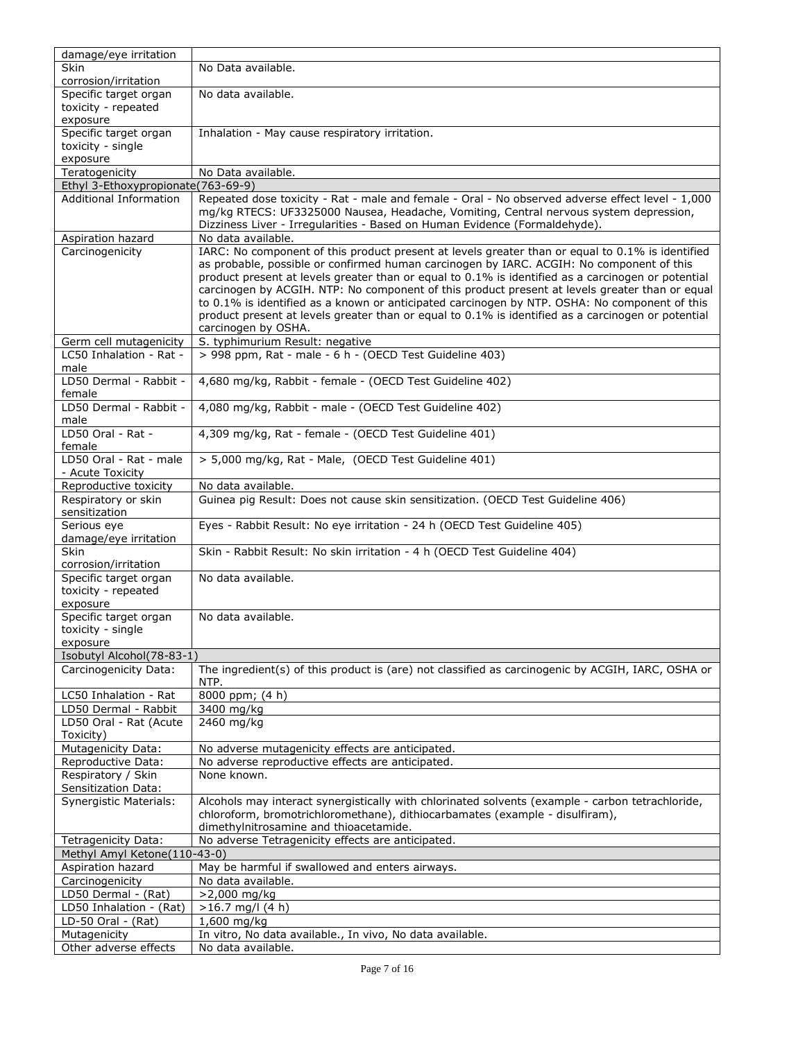| | |
|---|---|
| damage/eye irritation | |
| Skin corrosion/irritation | No Data available. |
| Specific target organ toxicity - repeated exposure | No data available. |
| Specific target organ toxicity - single exposure | Inhalation - May cause respiratory irritation. |
| Teratogenicity | No Data available. |
| **Ethyl 3-Ethoxypropionate(763-69-9)** | |
| Additional Information | Repeated dose toxicity - Rat - male and female - Oral - No observed adverse effect level - 1,000 mg/kg RTECS: UF3325000 Nausea, Headache, Vomiting, Central nervous system depression, Dizziness Liver - Irregularities - Based on Human Evidence (Formaldehyde). |
| Aspiration hazard | No data available. |
| Carcinogenicity | IARC: No component of this product present at levels greater than or equal to 0.1% is identified as probable, possible or confirmed human carcinogen by IARC. ACGIH: No component of this product present at levels greater than or equal to 0.1% is identified as a carcinogen or potential carcinogen by ACGIH. NTP: No component of this product present at levels greater than or equal to 0.1% is identified as a known or anticipated carcinogen by NTP. OSHA: No component of this product present at levels greater than or equal to 0.1% is identified as a carcinogen or potential carcinogen by OSHA. |
| Germ cell mutagenicity | S. typhimurium Result: negative |
| LC50 Inhalation - Rat - male | > 998 ppm, Rat - male - 6 h - (OECD Test Guideline 403) |
| LD50 Dermal - Rabbit - female | 4,680 mg/kg, Rabbit - female - (OECD Test Guideline 402) |
| LD50 Dermal - Rabbit - male | 4,080 mg/kg, Rabbit - male - (OECD Test Guideline 402) |
| LD50 Oral - Rat - female | 4,309 mg/kg, Rat - female - (OECD Test Guideline 401) |
| LD50 Oral - Rat - male - Acute Toxicity | > 5,000 mg/kg, Rat - Male, (OECD Test Guideline 401) |
| Reproductive toxicity | No data available. |
| Respiratory or skin sensitization | Guinea pig Result: Does not cause skin sensitization. (OECD Test Guideline 406) |
| Serious eye damage/eye irritation | Eyes - Rabbit Result: No eye irritation - 24 h (OECD Test Guideline 405) |
| Skin corrosion/irritation | Skin - Rabbit Result: No skin irritation - 4 h (OECD Test Guideline 404) |
| Specific target organ toxicity - repeated exposure | No data available. |
| Specific target organ toxicity - single exposure | No data available. |
| **Isobutyl Alcohol(78-83-1)** | |
| Carcinogenicity Data: | The ingredient(s) of this product is (are) not classified as carcinogenic by ACGIH, IARC, OSHA or NTP. |
| LC50 Inhalation - Rat | 8000 ppm; (4 h) |
| LD50 Dermal - Rabbit | 3400 mg/kg |
| LD50 Oral - Rat (Acute Toxicity) | 2460 mg/kg |
| Mutagenicity Data: | No adverse mutagenicity effects are anticipated. |
| Reproductive Data: | No adverse reproductive effects are anticipated. |
| Respiratory / Skin Sensitization Data: | None known. |
| Synergistic Materials: | Alcohols may interact synergistically with chlorinated solvents (example - carbon tetrachloride, chloroform, bromotrichloromethane), dithiocarbamates (example - disulfiram), dimethylnitrosamine and thioacetamide. |
| Tetragenicity Data: | No adverse Tetragenicity effects are anticipated. |
| **Methyl Amyl Ketone(110-43-0)** | |
| Aspiration hazard | May be harmful if swallowed and enters airways. |
| Carcinogenicity | No data available. |
| LD50 Dermal - (Rat) | >2,000 mg/kg |
| LD50 Inhalation - (Rat) | >16.7 mg/l (4 h) |
| LD-50 Oral - (Rat) | 1,600 mg/kg |
| Mutagenicity | In vitro, No data available., In vivo, No data available. |
| Other adverse effects | No data available. |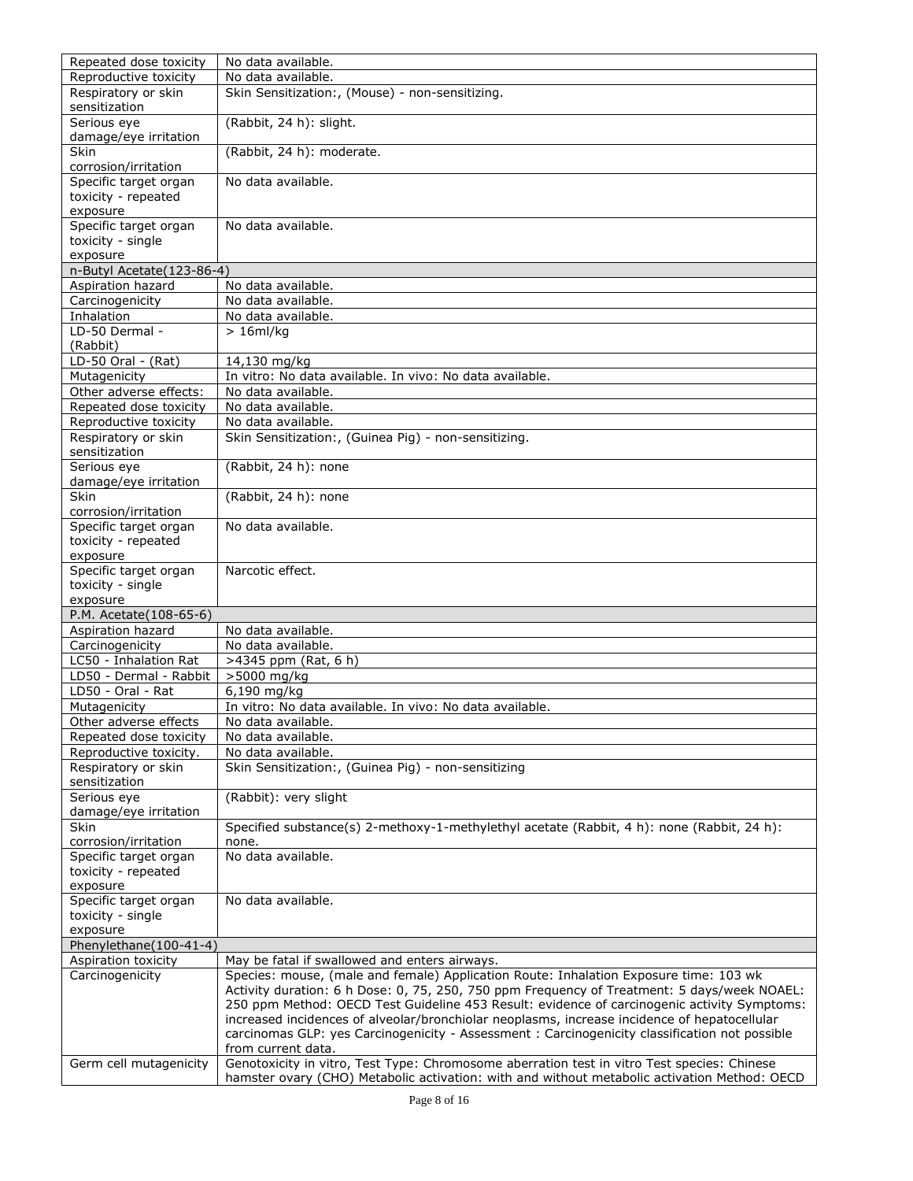| | |
|---|---|
| Repeated dose toxicity | No data available. |
| Reproductive toxicity | No data available. |
| Respiratory or skin sensitization | Skin Sensitization:, (Mouse) - non-sensitizing. |
| Serious eye damage/eye irritation | (Rabbit, 24 h): slight. |
| Skin corrosion/irritation | (Rabbit, 24 h): moderate. |
| Specific target organ toxicity - repeated exposure | No data available. |
| Specific target organ toxicity - single exposure | No data available. |
| **n-Butyl Acetate(123-86-4)** | |
| Aspiration hazard | No data available. |
| Carcinogenicity | No data available. |
| Inhalation | No data available. |
| LD-50 Dermal - (Rabbit) | > 16ml/kg |
| LD-50 Oral - (Rat) | 14,130 mg/kg |
| Mutagenicity | In vitro: No data available. In vivo: No data available. |
| Other adverse effects: | No data available. |
| Repeated dose toxicity | No data available. |
| Reproductive toxicity | No data available. |
| Respiratory or skin sensitization | Skin Sensitization:, (Guinea Pig) - non-sensitizing. |
| Serious eye damage/eye irritation | (Rabbit, 24 h): none |
| Skin corrosion/irritation | (Rabbit, 24 h): none |
| Specific target organ toxicity - repeated exposure | No data available. |
| Specific target organ toxicity - single exposure | Narcotic effect. |
| **P.M. Acetate(108-65-6)** | |
| Aspiration hazard | No data available. |
| Carcinogenicity | No data available. |
| LC50 - Inhalation Rat | >4345 ppm (Rat, 6 h) |
| LD50 - Dermal - Rabbit | >5000 mg/kg |
| LD50 - Oral - Rat | 6,190 mg/kg |
| Mutagenicity | In vitro: No data available. In vivo: No data available. |
| Other adverse effects | No data available. |
| Repeated dose toxicity | No data available. |
| Reproductive toxicity. | No data available. |
| Respiratory or skin sensitization | Skin Sensitization:, (Guinea Pig) - non-sensitizing |
| Serious eye damage/eye irritation | (Rabbit): very slight |
| Skin corrosion/irritation | Specified substance(s) 2-methoxy-1-methylethyl acetate (Rabbit, 4 h): none (Rabbit, 24 h): none. |
| Specific target organ toxicity - repeated exposure | No data available. |
| Specific target organ toxicity - single exposure | No data available. |
| **Phenylethane(100-41-4)** | |
| Aspiration toxicity | May be fatal if swallowed and enters airways. |
| Carcinogenicity | Species: mouse, (male and female) Application Route: Inhalation Exposure time: 103 wk Activity duration: 6 h Dose: 0, 75, 250, 750 ppm Frequency of Treatment: 5 days/week NOAEL: 250 ppm Method: OECD Test Guideline 453 Result: evidence of carcinogenic activity Symptoms: increased incidences of alveolar/bronchiolar neoplasms, increase incidence of hepatocellular carcinomas GLP: yes Carcinogenicity - Assessment : Carcinogenicity classification not possible from current data. |
| Germ cell mutagenicity | Genotoxicity in vitro, Test Type: Chromosome aberration test in vitro Test species: Chinese hamster ovary (CHO) Metabolic activation: with and without metabolic activation Method: OECD |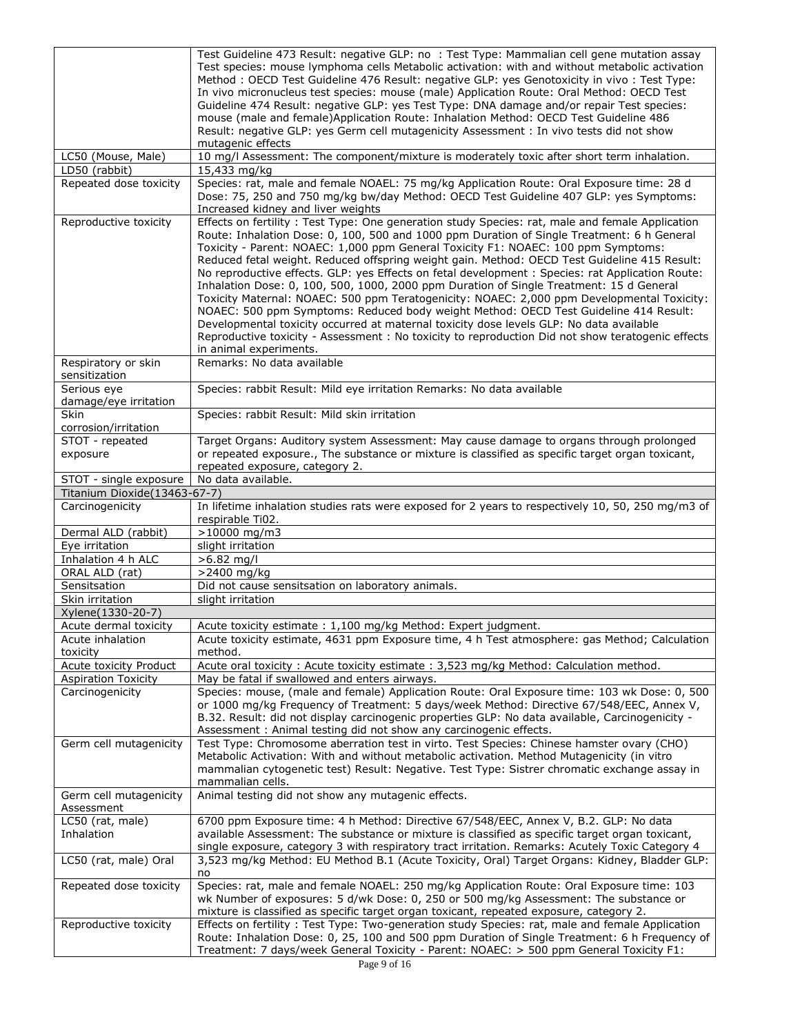| | |
|---|---|
| | Test Guideline 473 Result: negative GLP: no : Test Type: Mammalian cell gene mutation assay Test species: mouse lymphoma cells Metabolic activation: with and without metabolic activation Method : OECD Test Guideline 476 Result: negative GLP: yes Genotoxicity in vivo : Test Type: In vivo micronucleus test species: mouse (male) Application Route: Oral Method: OECD Test Guideline 474 Result: negative GLP: yes Test Type: DNA damage and/or repair Test species: mouse (male and female)Application Route: Inhalation Method: OECD Test Guideline 486 Result: negative GLP: yes Germ cell mutagenicity Assessment : In vivo tests did not show mutagenic effects |
| LC50 (Mouse, Male) | 10 mg/l Assessment: The component/mixture is moderately toxic after short term inhalation. |
| LD50 (rabbit) | 15,433 mg/kg |
| Repeated dose toxicity | Species: rat, male and female NOAEL: 75 mg/kg Application Route: Oral Exposure time: 28 d Dose: 75, 250 and 750 mg/kg bw/day Method: OECD Test Guideline 407 GLP: yes Symptoms: Increased kidney and liver weights |
| Reproductive toxicity | Effects on fertility : Test Type: One generation study Species: rat, male and female Application Route: Inhalation Dose: 0, 100, 500 and 1000 ppm Duration of Single Treatment: 6 h General Toxicity - Parent: NOAEC: 1,000 ppm General Toxicity F1: NOAEC: 100 ppm Symptoms: Reduced fetal weight. Reduced offspring weight gain. Method: OECD Test Guideline 415 Result: No reproductive effects. GLP: yes Effects on fetal development : Species: rat Application Route: Inhalation Dose: 0, 100, 500, 1000, 2000 ppm Duration of Single Treatment: 15 d General Toxicity Maternal: NOAEC: 500 ppm Teratogenicity: NOAEC: 2,000 ppm Developmental Toxicity: NOAEC: 500 ppm Symptoms: Reduced body weight Method: OECD Test Guideline 414 Result: Developmental toxicity occurred at maternal toxicity dose levels GLP: No data available Reproductive toxicity - Assessment : No toxicity to reproduction Did not show teratogenic effects in animal experiments. |
| Respiratory or skin sensitization | Remarks: No data available |
| Serious eye damage/eye irritation | Species: rabbit Result: Mild eye irritation Remarks: No data available |
| Skin corrosion/irritation | Species: rabbit Result: Mild skin irritation |
| STOT - repeated exposure | Target Organs: Auditory system Assessment: May cause damage to organs through prolonged or repeated exposure., The substance or mixture is classified as specific target organ toxicant, repeated exposure, category 2. |
| STOT - single exposure | No data available. |
| **Titanium Dioxide(13463-67-7)** | |
| Carcinogenicity | In lifetime inhalation studies rats were exposed for 2 years to respectively 10, 50, 250 mg/m3 of respirable Ti02. |
| Dermal ALD (rabbit) | >10000 mg/m3 |
| Eye irritation | slight irritation |
| Inhalation 4 h ALC | >6.82 mg/l |
| ORAL ALD (rat) | >2400 mg/kg |
| Sensitsation | Did not cause sensitsation on laboratory animals. |
| Skin irritation | slight irritation |
| **Xylene(1330-20-7)** | |
| Acute dermal toxicity | Acute toxicity estimate : 1,100 mg/kg Method: Expert judgment. |
| Acute inhalation toxicity | Acute toxicity estimate, 4631 ppm Exposure time, 4 h Test atmosphere: gas Method; Calculation method. |
| Acute toxicity Product | Acute oral toxicity : Acute toxicity estimate : 3,523 mg/kg Method: Calculation method. |
| Aspiration Toxicity | May be fatal if swallowed and enters airways. |
| Carcinogenicity | Species: mouse, (male and female) Application Route: Oral Exposure time: 103 wk Dose: 0, 500 or 1000 mg/kg Frequency of Treatment: 5 days/week Method: Directive 67/548/EEC, Annex V, B.32. Result: did not display carcinogenic properties GLP: No data available, Carcinogenicity - Assessment : Animal testing did not show any carcinogenic effects. |
| Germ cell mutagenicity | Test Type: Chromosome aberration test in virto. Test Species: Chinese hamster ovary (CHO) Metabolic Activation: With and without metabolic activation. Method Mutagenicity (in vitro mammalian cytogenetic test) Result: Negative. Test Type: Sistrer chromatic exchange assay in mammalian cells. |
| Germ cell mutagenicity Assessment | Animal testing did not show any mutagenic effects. |
| LC50 (rat, male) Inhalation | 6700 ppm Exposure time: 4 h Method: Directive 67/548/EEC, Annex V, B.2. GLP: No data available Assessment: The substance or mixture is classified as specific target organ toxicant, single exposure, category 3 with respiratory tract irritation. Remarks: Acutely Toxic Category 4 |
| LC50 (rat, male) Oral | 3,523 mg/kg Method: EU Method B.1 (Acute Toxicity, Oral) Target Organs: Kidney, Bladder GLP: no |
| Repeated dose toxicity | Species: rat, male and female NOAEL: 250 mg/kg Application Route: Oral Exposure time: 103 wk Number of exposures: 5 d/wk Dose: 0, 250 or 500 mg/kg Assessment: The substance or mixture is classified as specific target organ toxicant, repeated exposure, category 2. |
| Reproductive toxicity | Effects on fertility : Test Type: Two-generation study Species: rat, male and female Application Route: Inhalation Dose: 0, 25, 100 and 500 ppm Duration of Single Treatment: 6 h Frequency of Treatment: 7 days/week General Toxicity - Parent: NOAEC: > 500 ppm General Toxicity F1: |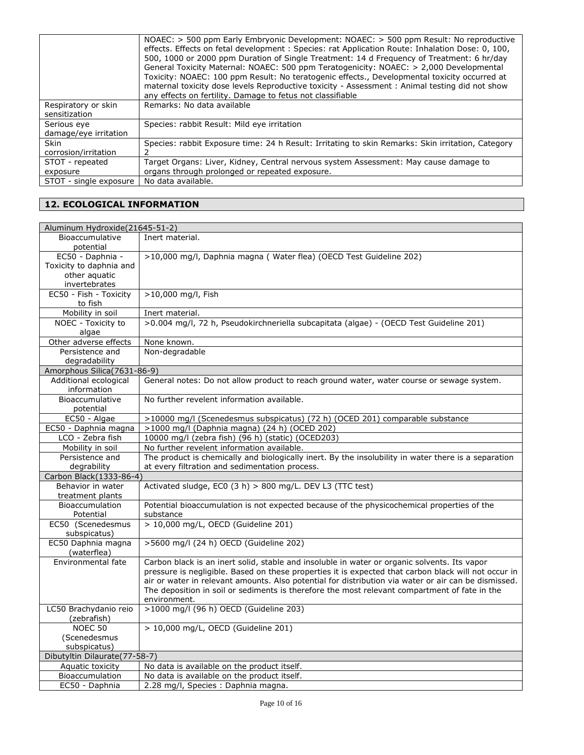|  |  |
| --- | --- |
|  | NOAEC: > 500 ppm Early Embryonic Development: NOAEC: > 500 ppm Result: No reproductive effects. Effects on fetal development : Species: rat Application Route: Inhalation Dose: 0, 100, 500, 1000 or 2000 ppm Duration of Single Treatment: 14 d Frequency of Treatment: 6 hr/day General Toxicity Maternal: NOAEC: 500 ppm Teratogenicity: NOAEC: > 2,000 Developmental Toxicity: NOAEC: 100 ppm Result: No teratogenic effects., Developmental toxicity occurred at maternal toxicity dose levels Reproductive toxicity - Assessment : Animal testing did not show any effects on fertility. Damage to fetus not classifiable |
| Respiratory or skin sensitization | Remarks: No data available |
| Serious eye damage/eye irritation | Species: rabbit Result: Mild eye irritation |
| Skin corrosion/irritation | Species: rabbit Exposure time: 24 h Result: Irritating to skin Remarks: Skin irritation, Category 2 |
| STOT - repeated exposure | Target Organs: Liver, Kidney, Central nervous system Assessment: May cause damage to organs through prolonged or repeated exposure. |
| STOT - single exposure | No data available. |

## 12. ECOLOGICAL INFORMATION

| Aluminum Hydroxide(21645-51-2) |  |
| --- | --- |
| Bioaccumulative potential | Inert material. |
| EC50 - Daphnia - Toxicity to daphnia and other aquatic invertebrates | >10,000 mg/l, Daphnia magna ( Water flea) (OECD Test Guideline 202) |
| EC50 - Fish - Toxicity to fish | >10,000 mg/l, Fish |
| Mobility in soil | Inert material. |
| NOEC - Toxicity to algae | >0.004 mg/l, 72 h, Pseudokirchneriella subcapitata (algae) - (OECD Test Guideline 201) |
| Other adverse effects | None known. |
| Persistence and degradability | Non-degradable |
| **Amorphous Silica(7631-86-9)** |  |
| Additional ecological information | General notes: Do not allow product to reach ground water, water course or sewage system. |
| Bioaccumulative potential | No further revelent information available. |
| EC50 - Algae | >10000 mg/l (Scenedesmus subspicatus) (72 h) (OCED 201) comparable substance |
| EC50 - Daphnia magna | >1000 mg/l (Daphnia magna) (24 h) (OCED 202) |
| LCO - Zebra fish | 10000 mg/l (zebra fish) (96 h) (static) (OCED203) |
| Mobility in soil | No further revelent information available. |
| Persistence and degrability | The product is chemically and biologically inert. By the insolubility in water there is a separation at every filtration and sedimentation process. |
| **Carbon Black(1333-86-4)** |  |
| Behavior in water treatment plants | Activated sludge, EC0 (3 h) > 800 mg/L. DEV L3 (TTC test) |
| Bioaccumulation Potential | Potential bioaccumulation is not expected because of the physicochemical properties of the substance |
| EC50 (Scenedesmus subspicatus) | > 10,000 mg/L, OECD (Guideline 201) |
| EC50 Daphnia magna (waterflea) | >5600 mg/l (24 h) OECD (Guideline 202) |
| Environmental fate | Carbon black is an inert solid, stable and insoluble in water or organic solvents. Its vapor pressure is negligible. Based on these properties it is expected that carbon black will not occur in air or water in relevant amounts. Also potential for distribution via water or air can be dismissed. The deposition in soil or sediments is therefore the most relevant compartment of fate in the environment. |
| LC50 Brachydanio reio (zebrafish) | >1000 mg/l (96 h) OECD (Guideline 203) |
| NOEC 50 (Scenedesmus subspicatus) | > 10,000 mg/L, OECD (Guideline 201) |
| **Dibutyltin Dilaurate(77-58-7)** |  |
| Aquatic toxicity | No data is available on the product itself. |
| Bioaccumulation | No data is available on the product itself. |
| EC50 - Daphnia | 2.28 mg/l, Species : Daphnia magna. |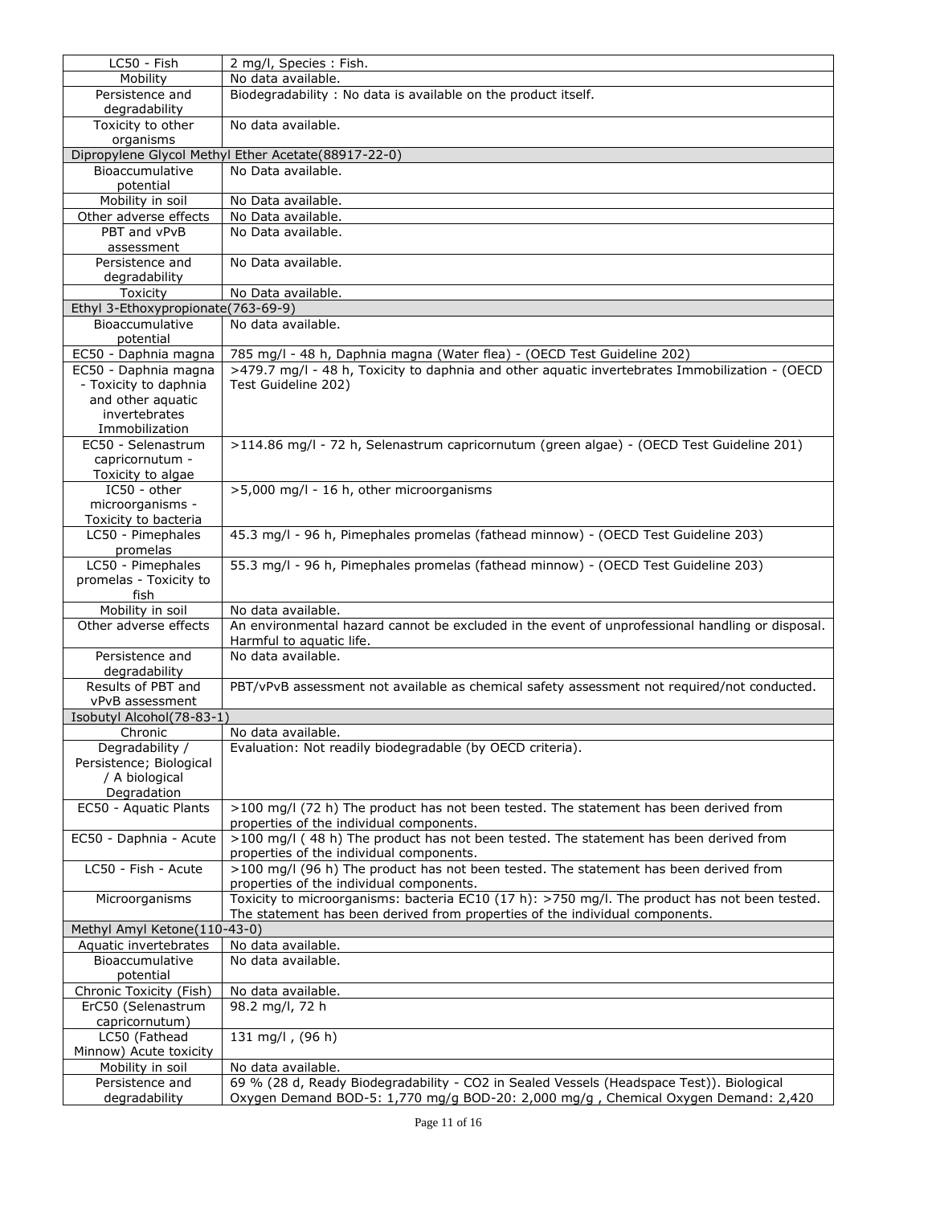| | |
|---|---|
| LC50 - Fish | 2 mg/l, Species : Fish. |
| Mobility | No data available. |
| Persistence and degradability | Biodegradability : No data is available on the product itself. |
| Toxicity to other organisms | No data available. |
| **Dipropylene Glycol Methyl Ether Acetate(88917-22-0)** | |
| Bioaccumulative potential | No Data available. |
| Mobility in soil | No Data available. |
| Other adverse effects | No Data available. |
| PBT and vPvB assessment | No Data available. |
| Persistence and degradability | No Data available. |
| Toxicity | No Data available. |
| **Ethyl 3-Ethoxypropionate(763-69-9)** | |
| Bioaccumulative potential | No data available. |
| EC50 - Daphnia magna | 785 mg/l - 48 h, Daphnia magna (Water flea) - (OECD Test Guideline 202) |
| EC50 - Daphnia magna - Toxicity to daphnia and other aquatic invertebrates Immobilization | >479.7 mg/l - 48 h, Toxicity to daphnia and other aquatic invertebrates Immobilization - (OECD Test Guideline 202) |
| EC50 - Selenastrum capricornutum - Toxicity to algae | >114.86 mg/l - 72 h, Selenastrum capricornutum (green algae) - (OECD Test Guideline 201) |
| IC50 - other microorganisms - Toxicity to bacteria | >5,000 mg/l - 16 h, other microorganisms |
| LC50 - Pimephales promelas | 45.3 mg/l - 96 h, Pimephales promelas (fathead minnow) - (OECD Test Guideline 203) |
| LC50 - Pimephales promelas - Toxicity to fish | 55.3 mg/l - 96 h, Pimephales promelas (fathead minnow) - (OECD Test Guideline 203) |
| Mobility in soil | No data available. |
| Other adverse effects | An environmental hazard cannot be excluded in the event of unprofessional handling or disposal. Harmful to aquatic life. |
| Persistence and degradability | No data available. |
| Results of PBT and vPvB assessment | PBT/vPvB assessment not available as chemical safety assessment not required/not conducted. |
| **Isobutyl Alcohol(78-83-1)** | |
| Chronic | No data available. |
| Degradability / Persistence; Biological / A biological Degradation | Evaluation: Not readily biodegradable (by OECD criteria). |
| EC50 - Aquatic Plants | >100 mg/l (72 h) The product has not been tested. The statement has been derived from properties of the individual components. |
| EC50 - Daphnia - Acute | >100 mg/l ( 48 h) The product has not been tested. The statement has been derived from properties of the individual components. |
| LC50 - Fish - Acute | >100 mg/l (96 h) The product has not been tested. The statement has been derived from properties of the individual components. |
| Microorganisms | Toxicity to microorganisms: bacteria EC10 (17 h): >750 mg/l. The product has not been tested. The statement has been derived from properties of the individual components. |
| **Methyl Amyl Ketone(110-43-0)** | |
| Aquatic invertebrates | No data available. |
| Bioaccumulative potential | No data available. |
| Chronic Toxicity (Fish) | No data available. |
| ErC50 (Selenastrum capricornutum) | 98.2 mg/l, 72 h |
| LC50 (Fathead Minnow) Acute toxicity | 131 mg/l , (96 h) |
| Mobility in soil | No data available. |
| Persistence and degradability | 69 % (28 d, Ready Biodegradability - CO2 in Sealed Vessels (Headspace Test)). Biological Oxygen Demand BOD-5: 1,770 mg/g BOD-20: 2,000 mg/g , Chemical Oxygen Demand: 2,420 |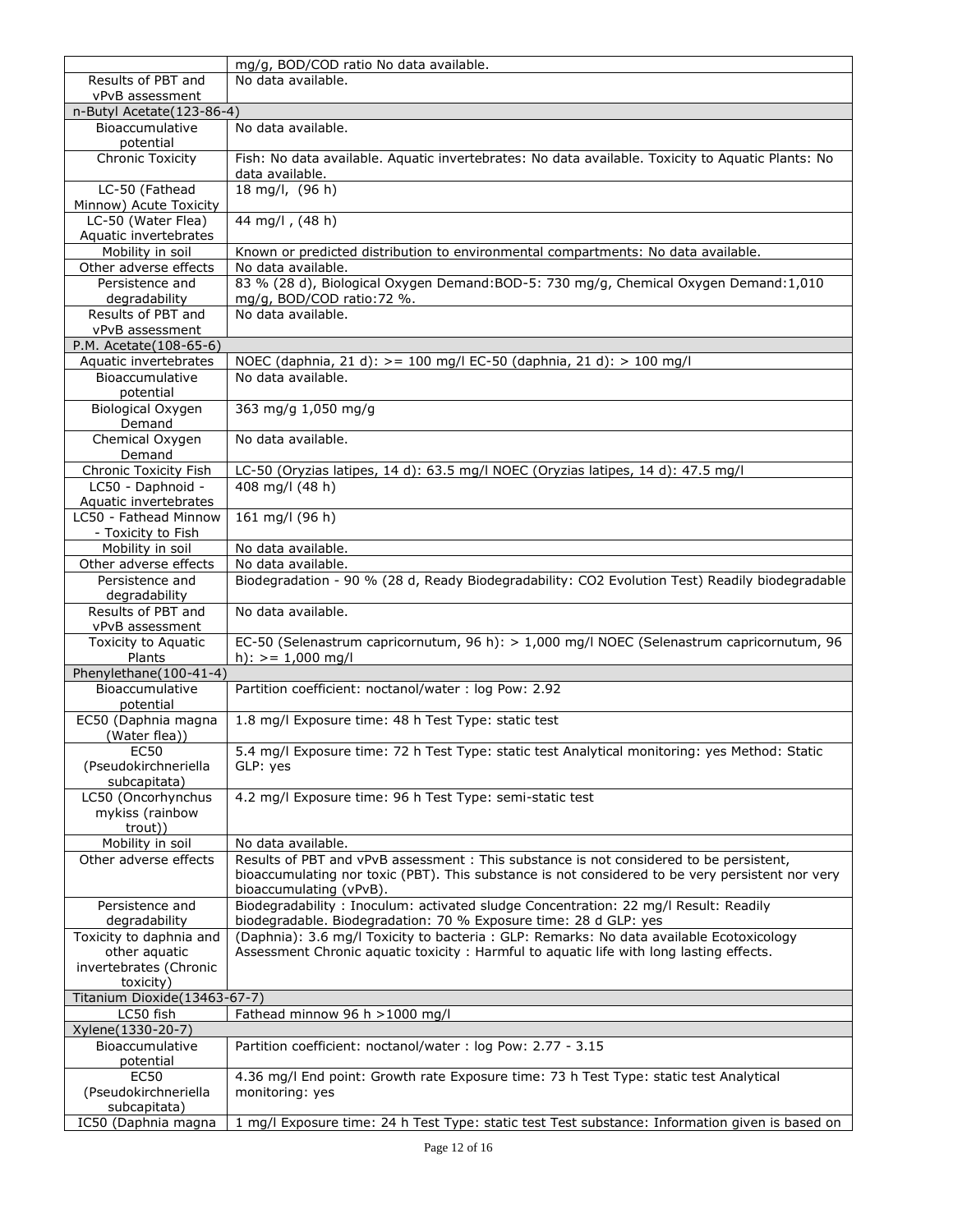| | |
|---|---|
| | mg/g, BOD/COD ratio No data available. |
| Results of PBT and vPvB assessment | No data available. |
| n-Butyl Acetate(123-86-4) | |
| Bioaccumulative potential | No data available. |
| Chronic Toxicity | Fish: No data available. Aquatic invertebrates: No data available. Toxicity to Aquatic Plants: No data available. |
| LC-50 (Fathead Minnow) Acute Toxicity | 18 mg/l, (96 h) |
| LC-50 (Water Flea) Aquatic invertebrates | 44 mg/l , (48 h) |
| Mobility in soil | Known or predicted distribution to environmental compartments: No data available. |
| Other adverse effects | No data available. |
| Persistence and degradability | 83 % (28 d), Biological Oxygen Demand:BOD-5: 730 mg/g, Chemical Oxygen Demand:1,010 mg/g, BOD/COD ratio:72 %. |
| Results of PBT and vPvB assessment | No data available. |
| P.M. Acetate(108-65-6) | |
| Aquatic invertebrates | NOEC (daphnia, 21 d): >= 100 mg/l EC-50 (daphnia, 21 d): > 100 mg/l |
| Bioaccumulative potential | No data available. |
| Biological Oxygen Demand | 363 mg/g 1,050 mg/g |
| Chemical Oxygen Demand | No data available. |
| Chronic Toxicity Fish | LC-50 (Oryzias latipes, 14 d): 63.5 mg/l NOEC (Oryzias latipes, 14 d): 47.5 mg/l |
| LC50 - Daphnoid - Aquatic invertebrates | 408 mg/l (48 h) |
| LC50 - Fathead Minnow - Toxicity to Fish | 161 mg/l (96 h) |
| Mobility in soil | No data available. |
| Other adverse effects | No data available. |
| Persistence and degradability | Biodegradation - 90 % (28 d, Ready Biodegradability: CO2 Evolution Test) Readily biodegradable |
| Results of PBT and vPvB assessment | No data available. |
| Toxicity to Aquatic Plants | EC-50 (Selenastrum capricornutum, 96 h): > 1,000 mg/l NOEC (Selenastrum capricornutum, 96 h): >= 1,000 mg/l |
| Phenylethane(100-41-4) | |
| Bioaccumulative potential | Partition coefficient: noctanol/water : log Pow: 2.92 |
| EC50 (Daphnia magna (Water flea)) | 1.8 mg/l Exposure time: 48 h Test Type: static test |
| EC50 (Pseudokirchneriella subcapitata) | 5.4 mg/l Exposure time: 72 h Test Type: static test Analytical monitoring: yes Method: Static GLP: yes |
| LC50 (Oncorhynchus mykiss (rainbow trout)) | 4.2 mg/l Exposure time: 96 h Test Type: semi-static test |
| Mobility in soil | No data available. |
| Other adverse effects | Results of PBT and vPvB assessment : This substance is not considered to be persistent, bioaccumulating nor toxic (PBT). This substance is not considered to be very persistent nor very bioaccumulating (vPvB). |
| Persistence and degradability | Biodegradability : Inoculum: activated sludge Concentration: 22 mg/l Result: Readily biodegradable. Biodegradation: 70 % Exposure time: 28 d GLP: yes |
| Toxicity to daphnia and other aquatic invertebrates (Chronic toxicity) | (Daphnia): 3.6 mg/l Toxicity to bacteria : GLP: Remarks: No data available Ecotoxicology Assessment Chronic aquatic toxicity : Harmful to aquatic life with long lasting effects. |
| Titanium Dioxide(13463-67-7) | |
| LC50 fish | Fathead minnow 96 h >1000 mg/l |
| Xylene(1330-20-7) | |
| Bioaccumulative potential | Partition coefficient: noctanol/water : log Pow: 2.77 - 3.15 |
| EC50 (Pseudokirchneriella subcapitata) | 4.36 mg/l End point: Growth rate Exposure time: 73 h Test Type: static test Analytical monitoring: yes |
| IC50 (Daphnia magna | 1 mg/l Exposure time: 24 h Test Type: static test Test substance: Information given is based on |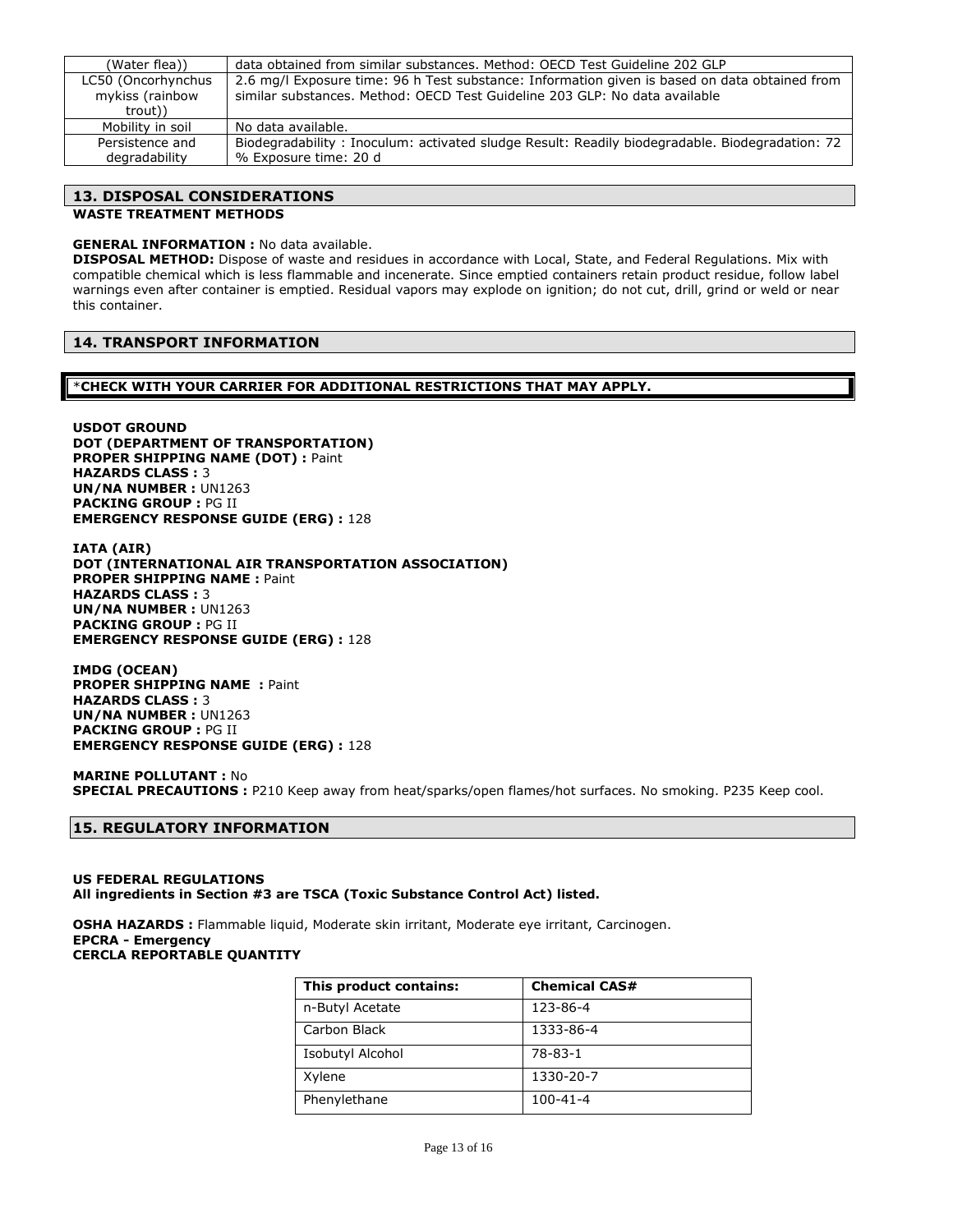| (Water flea)) | data obtained from similar substances. Method: OECD Test Guideline 202 GLP |
| --- | --- |
| LC50 (Oncorhynchus mykiss (rainbow trout)) | 2.6 mg/l Exposure time: 96 h Test substance: Information given is based on data obtained from similar substances. Method: OECD Test Guideline 203 GLP: No data available |
| Mobility in soil | No data available. |
| Persistence and degradability | Biodegradability : Inoculum: activated sludge Result: Readily biodegradable. Biodegradation: 72 % Exposure time: 20 d |

## 13. DISPOSAL CONSIDERATIONS

**WASTE TREATMENT METHODS**

**GENERAL INFORMATION :** No data available.

**DISPOSAL METHOD:** Dispose of waste and residues in accordance with Local, State, and Federal Regulations. Mix with compatible chemical which is less flammable and incenerate. Since emptied containers retain product residue, follow label warnings even after container is emptied. Residual vapors may explode on ignition; do not cut, drill, grind or weld or near this container.

## 14. TRANSPORT INFORMATION

***CHECK WITH YOUR CARRIER FOR ADDITIONAL RESTRICTIONS THAT MAY APPLY.**

**USDOT GROUND**
**DOT (DEPARTMENT OF TRANSPORTATION)**
**PROPER SHIPPING NAME (DOT) :** Paint
**HAZARDS CLASS :** 3
**UN/NA NUMBER :** UN1263
**PACKING GROUP :** PG II
**EMERGENCY RESPONSE GUIDE (ERG) :** 128

**IATA (AIR)**
**DOT (INTERNATIONAL AIR TRANSPORTATION ASSOCIATION)**
**PROPER SHIPPING NAME :** Paint
**HAZARDS CLASS :** 3
**UN/NA NUMBER :** UN1263
**PACKING GROUP :** PG II
**EMERGENCY RESPONSE GUIDE (ERG) :** 128

**IMDG (OCEAN)**
**PROPER SHIPPING NAME :** Paint
**HAZARDS CLASS :** 3
**UN/NA NUMBER :** UN1263
**PACKING GROUP :** PG II
**EMERGENCY RESPONSE GUIDE (ERG) :** 128

**MARINE POLLUTANT :** No
**SPECIAL PRECAUTIONS :** P210 Keep away from heat/sparks/open flames/hot surfaces. No smoking. P235 Keep cool.

## 15. REGULATORY INFORMATION

**US FEDERAL REGULATIONS**
**All ingredients in Section #3 are TSCA (Toxic Substance Control Act) listed.**

**OSHA HAZARDS :** Flammable liquid, Moderate skin irritant, Moderate eye irritant, Carcinogen.
**EPCRA - Emergency**
**CERCLA REPORTABLE QUANTITY**

| This product contains: | Chemical CAS# |
| --- | --- |
| n-Butyl Acetate | 123-86-4 |
| Carbon Black | 1333-86-4 |
| Isobutyl Alcohol | 78-83-1 |
| Xylene | 1330-20-7 |
| Phenylethane | 100-41-4 |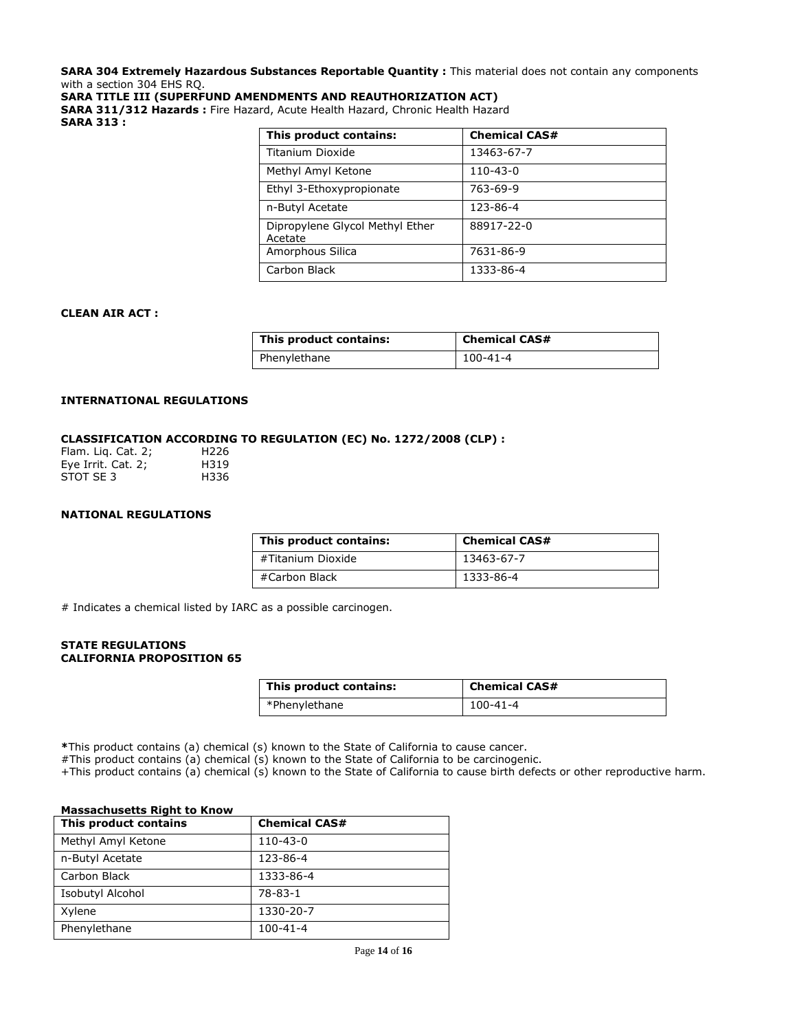**SARA 304 Extremely Hazardous Substances Reportable Quantity :** This material does not contain any components with a section 304 EHS RQ.

**SARA TITLE III (SUPERFUND AMENDMENTS AND REAUTHORIZATION ACT)**

**SARA 311/312 Hazards :** Fire Hazard, Acute Health Hazard, Chronic Health Hazard

**SARA 313 :**

| This product contains: | Chemical CAS# |
|---|---|
| Titanium Dioxide | 13463-67-7 |
| Methyl Amyl Ketone | 110-43-0 |
| Ethyl 3-Ethoxypropionate | 763-69-9 |
| n-Butyl Acetate | 123-86-4 |
| Dipropylene Glycol Methyl Ether Acetate | 88917-22-0 |
| Amorphous Silica | 7631-86-9 |
| Carbon Black | 1333-86-4 |

**CLEAN AIR ACT :**

| This product contains: | Chemical CAS# |
|---|---|
| Phenylethane | 100-41-4 |

**INTERNATIONAL REGULATIONS**

**CLASSIFICATION ACCORDING TO REGULATION (EC) No. 1272/2008 (CLP) :**

Flam. Liq. Cat. 2; H226
Eye Irrit. Cat. 2; H319
STOT SE 3 H336

**NATIONAL REGULATIONS**

| This product contains: | Chemical CAS# |
|---|---|
| #Titanium Dioxide | 13463-67-7 |
| #Carbon Black | 1333-86-4 |

# Indicates a chemical listed by IARC as a possible carcinogen.

**STATE REGULATIONS**
**CALIFORNIA PROPOSITION 65**

| This product contains: | Chemical CAS# |
|---|---|
| *Phenylethane | 100-41-4 |

**\***This product contains (a) chemical (s) known to the State of California to cause cancer.
#This product contains (a) chemical (s) known to the State of California to be carcinogenic.
+This product contains (a) chemical (s) known to the State of California to cause birth defects or other reproductive harm.

**Massachusetts Right to Know**

| This product contains | Chemical CAS# |
|---|---|
| Methyl Amyl Ketone | 110-43-0 |
| n-Butyl Acetate | 123-86-4 |
| Carbon Black | 1333-86-4 |
| Isobutyl Alcohol | 78-83-1 |
| Xylene | 1330-20-7 |
| Phenylethane | 100-41-4 |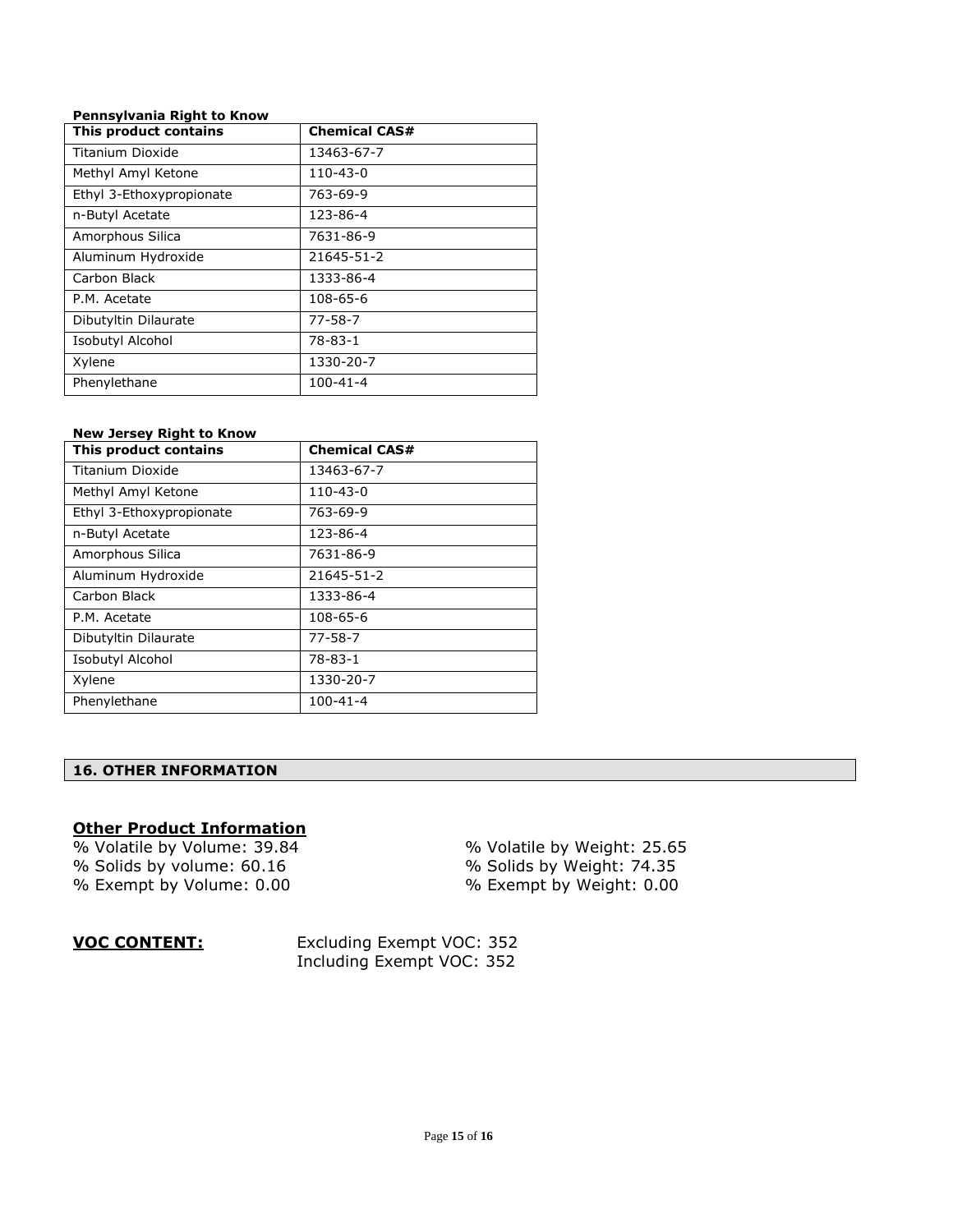**Pennsylvania Right to Know**

| This product contains | Chemical CAS# |
|---|---|
| Titanium Dioxide | 13463-67-7 |
| Methyl Amyl Ketone | 110-43-0 |
| Ethyl 3-Ethoxypropionate | 763-69-9 |
| n-Butyl Acetate | 123-86-4 |
| Amorphous Silica | 7631-86-9 |
| Aluminum Hydroxide | 21645-51-2 |
| Carbon Black | 1333-86-4 |
| P.M. Acetate | 108-65-6 |
| Dibutyltin Dilaurate | 77-58-7 |
| Isobutyl Alcohol | 78-83-1 |
| Xylene | 1330-20-7 |
| Phenylethane | 100-41-4 |

**New Jersey Right to Know**

| This product contains | Chemical CAS# |
|---|---|
| Titanium Dioxide | 13463-67-7 |
| Methyl Amyl Ketone | 110-43-0 |
| Ethyl 3-Ethoxypropionate | 763-69-9 |
| n-Butyl Acetate | 123-86-4 |
| Amorphous Silica | 7631-86-9 |
| Aluminum Hydroxide | 21645-51-2 |
| Carbon Black | 1333-86-4 |
| P.M. Acetate | 108-65-6 |
| Dibutyltin Dilaurate | 77-58-7 |
| Isobutyl Alcohol | 78-83-1 |
| Xylene | 1330-20-7 |
| Phenylethane | 100-41-4 |

## 16. OTHER INFORMATION

### Other Product Information

% Volatile by Volume: 39.84
% Solids by volume: 60.16
% Exempt by Volume: 0.00

% Volatile by Weight: 25.65
% Solids by Weight: 74.35
% Exempt by Weight: 0.00

**VOC CONTENT:** Excluding Exempt VOC: 352
Including Exempt VOC: 352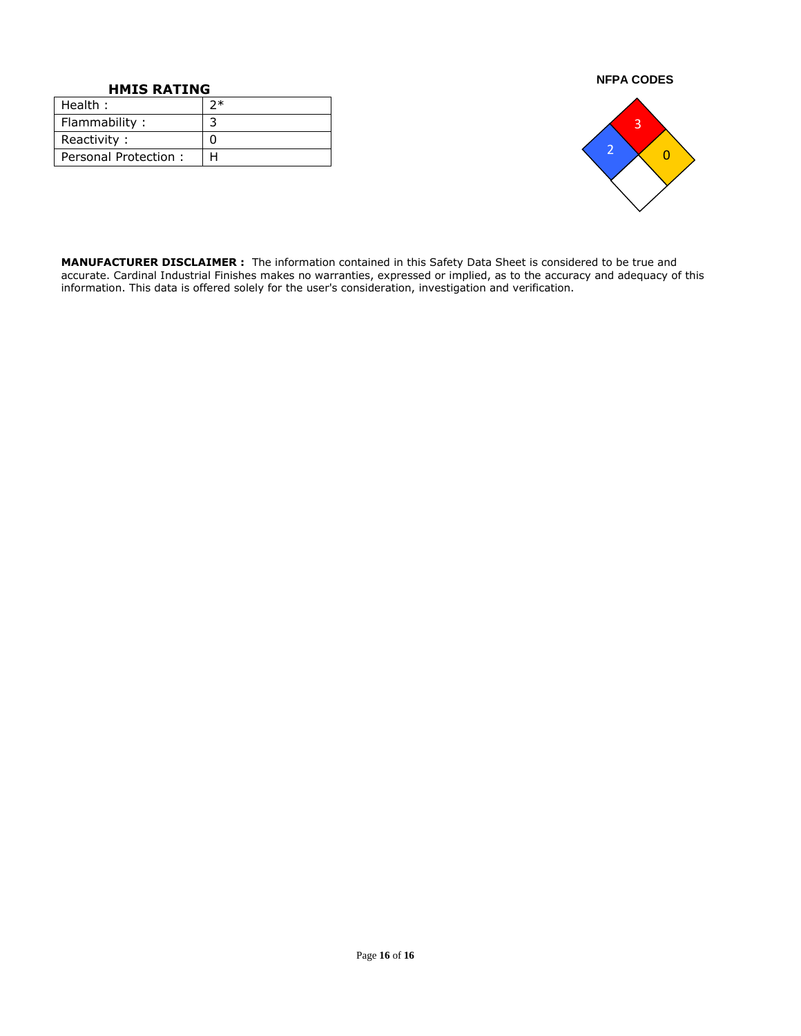## HMIS RATING

| | |
|---|---|
| Health : | 2* |
| Flammability : | 3 |
| Reactivity : | 0 |
| Personal Protection : | H |

**NFPA CODES**

3

2

0

**MANUFACTURER DISCLAIMER :** The information contained in this Safety Data Sheet is considered to be true and accurate. Cardinal Industrial Finishes makes no warranties, expressed or implied, as to the accuracy and adequacy of this information. This data is offered solely for the user's consideration, investigation and verification.